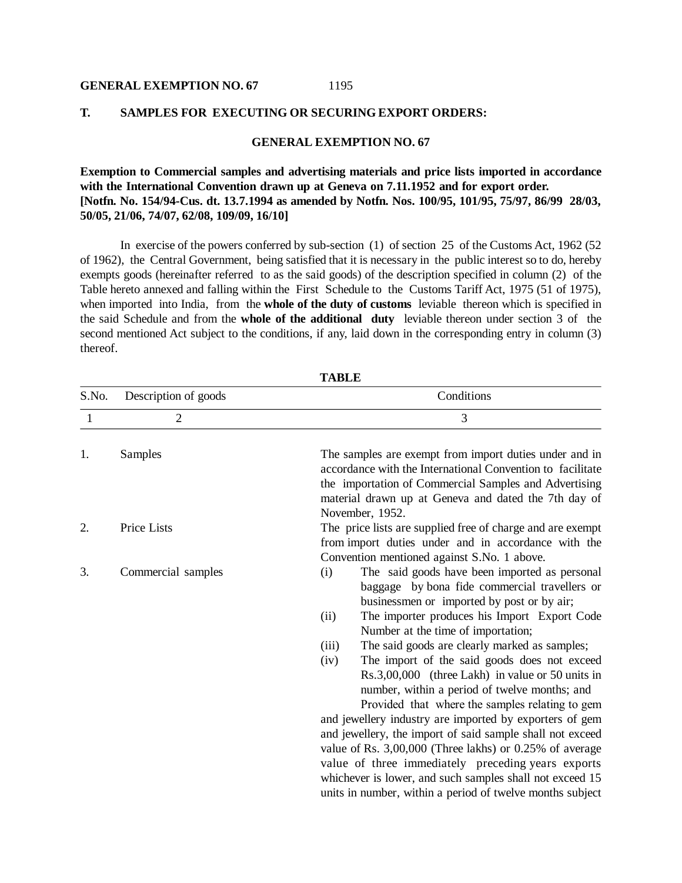## T. SAMPLES FOR EXECUTING OR SECURING EXPORT ORDERS:

### GENERAL EXEMPTION NO. 67

**Exemption to Commercial samples and advertising materials and price lists imported in accordance with the International Convention drawn up at Geneva on 7.11.1952 and for export order. [Notfn. No. 154/94-Cus. dt. 13.7.1994 as amended by Notfn. Nos. 100/95, 101/95, 75/97, 86/99 28/03, 50/05, 21/06, 74/07, 62/08, 109/09, 16/10]**

In exercise of the powers conferred by sub-section (1) of section 25 of the Customs Act, 1962 (52 of 1962), the Central Government, being satisfied that it is necessary in the public interest so to do, hereby exempts goods (hereinafter referred to as the said goods) of the description specified in column (2) of the Table hereto annexed and falling within the First Schedule to the Customs Tariff Act, 1975 (51 of 1975), when imported into India, from the **whole of the duty of customs** leviable thereon which is specified in the said Schedule and from the **whole of the additional duty** leviable thereon under section 3 of the second mentioned Act subject to the conditions, if any, laid down in the corresponding entry in column (3) thereof.

**TABLE**

| S.No. | Description of goods | Conditions |
|---|---|---|
| 1 | 2 | 3 |
| 1. | Samples | The samples are exempt from import duties under and in accordance with the International Convention to facilitate the importation of Commercial Samples and Advertising material drawn up at Geneva and dated the 7th day of November, 1952. |
| 2. | Price Lists | The price lists are supplied free of charge and are exempt from import duties under and in accordance with the Convention mentioned against S.No. 1 above. |
| 3. | Commercial samples | (i) The said goods have been imported as personal baggage by bona fide commercial travellers or businessmen or imported by post or by air;<br>(ii) The importer produces his Import Export Code Number at the time of importation;<br>(iii) The said goods are clearly marked as samples;<br>(iv) The import of the said goods does not exceed Rs.3,00,000 (three Lakh) in value or 50 units in number, within a period of twelve months; and<br>Provided that where the samples relating to gem and jewellery industry are imported by exporters of gem and jewellery, the import of said sample shall not exceed value of Rs. 3,00,000 (Three lakhs) or 0.25% of average value of three immediately preceding years exports whichever is lower, and such samples shall not exceed 15 units in number, within a period of twelve months subject |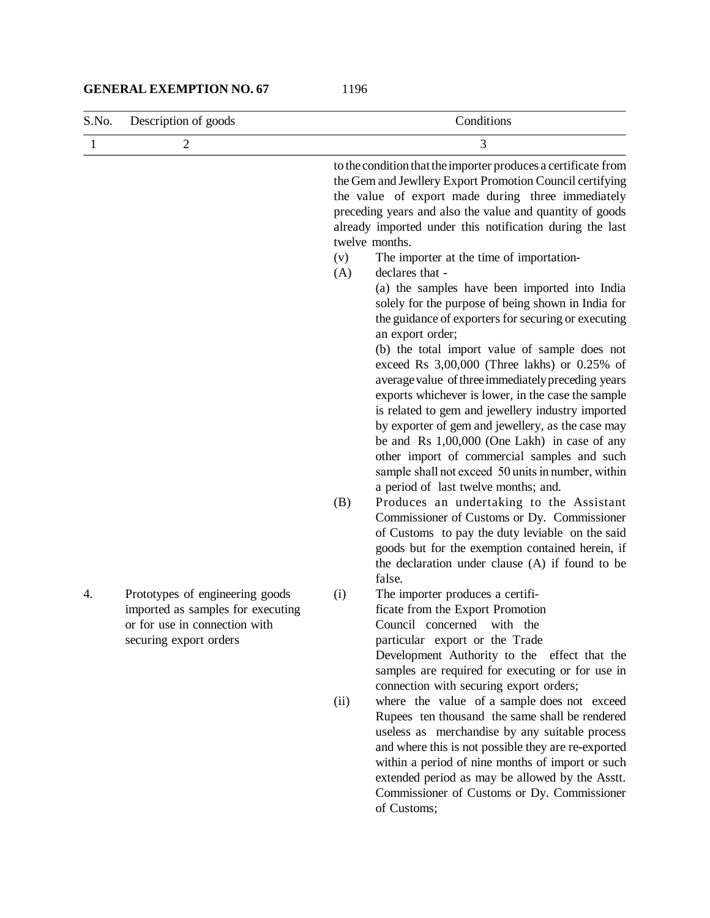**GENERAL EXEMPTION NO. 67**

| S.No. | Description of goods | Conditions |
|---|---|---|
| 1 | 2 | 3 |
| | | to the condition that the importer produces a certificate from the Gem and Jewllery Export Promotion Council certifying the value of export made during three immediately preceding years and also the value and quantity of goods already imported under this notification during the last twelve months.<br>(v) The importer at the time of importation-<br>(A) declares that -<br>(a) the samples have been imported into India solely for the purpose of being shown in India for the guidance of exporters for securing or executing an export order;<br>(b) the total import value of sample does not exceed Rs 3,00,000 (Three lakhs) or 0.25% of average value of three immediately preceding years exports whichever is lower, in the case the sample is related to gem and jewellery industry imported by exporter of gem and jewellery, as the case may be and Rs 1,00,000 (One Lakh) in case of any other import of commercial samples and such sample shall not exceed 50 units in number, within a period of last twelve months; and.<br>(B) Produces an undertaking to the Assistant Commissioner of Customs or Dy. Commissioner of Customs to pay the duty leviable on the said goods but for the exemption contained herein, if the declaration under clause (A) if found to be false. |
| 4. | Prototypes of engineering goods imported as samples for executing or for use in connection with securing export orders | (i) The importer produces a certificate from the Export Promotion Council concerned with the particular export or the Trade Development Authority to the effect that the samples are required for executing or for use in connection with securing export orders;<br>(ii) where the value of a sample does not exceed Rupees ten thousand the same shall be rendered useless as merchandise by any suitable process and where this is not possible they are re-exported within a period of nine months of import or such extended period as may be allowed by the Asstt. Commissioner of Customs or Dy. Commissioner of Customs; |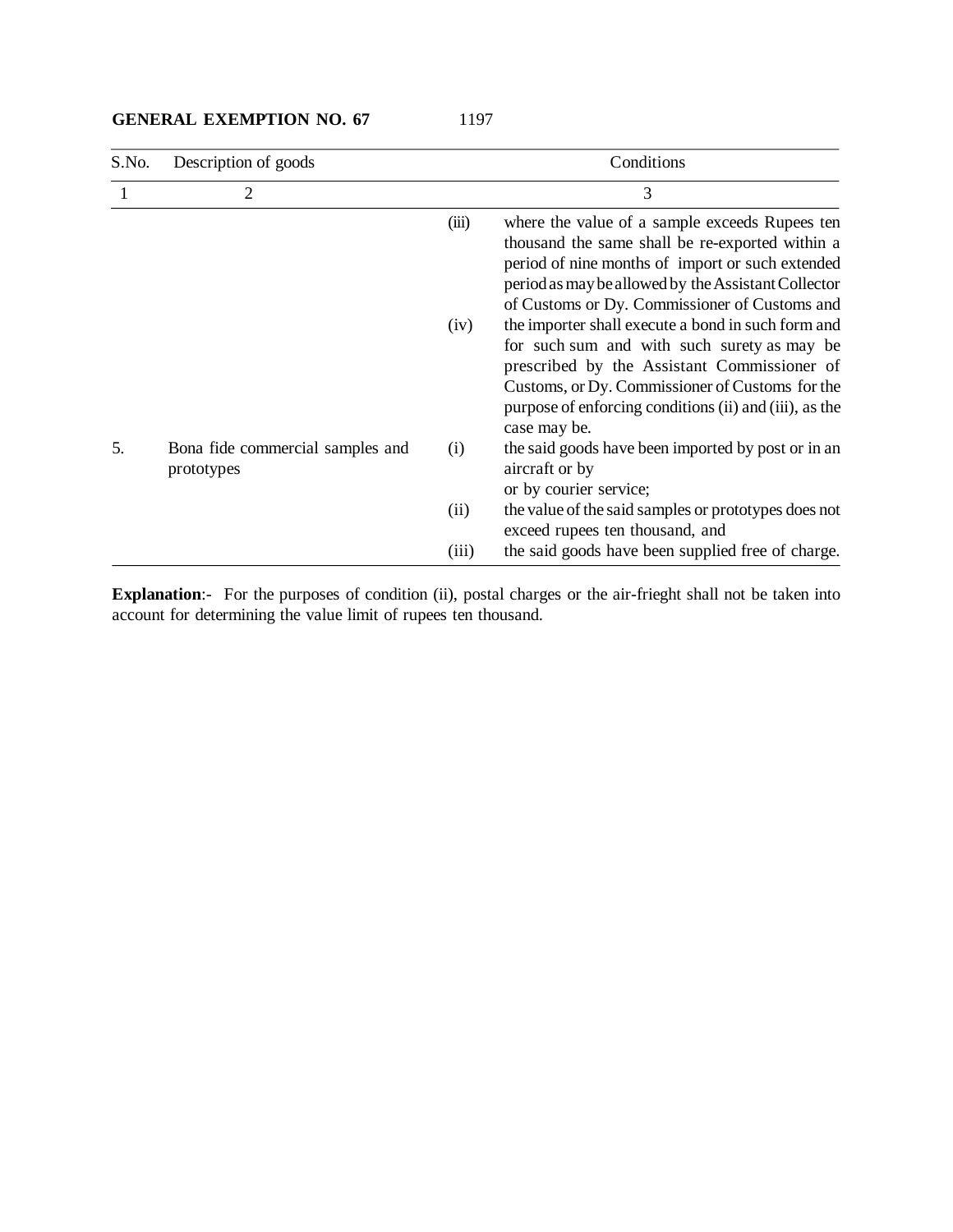| S.No. | Description of goods | Conditions | |
|---|---|---|---|
| 1 | 2 | 3 | |
| | | (iii) | where the value of a sample exceeds Rupees ten thousand the same shall be re-exported within a period of nine months of import or such extended period as may be allowed by the Assistant Collector of Customs or Dy. Commissioner of Customs and |
| | | (iv) | the importer shall execute a bond in such form and for such sum and with such surety as may be prescribed by the Assistant Commissioner of Customs, or Dy. Commissioner of Customs for the purpose of enforcing conditions (ii) and (iii), as the case may be. |
| 5. | Bona fide commercial samples and prototypes | (i) | the said goods have been imported by post or in an aircraft or by or by courier service; |
| | | (ii) | the value of the said samples or prototypes does not exceed rupees ten thousand, and |
| | | (iii) | the said goods have been supplied free of charge. |

**Explanation**:- For the purposes of condition (ii), postal charges or the air-frieght shall not be taken into account for determining the value limit of rupees ten thousand.